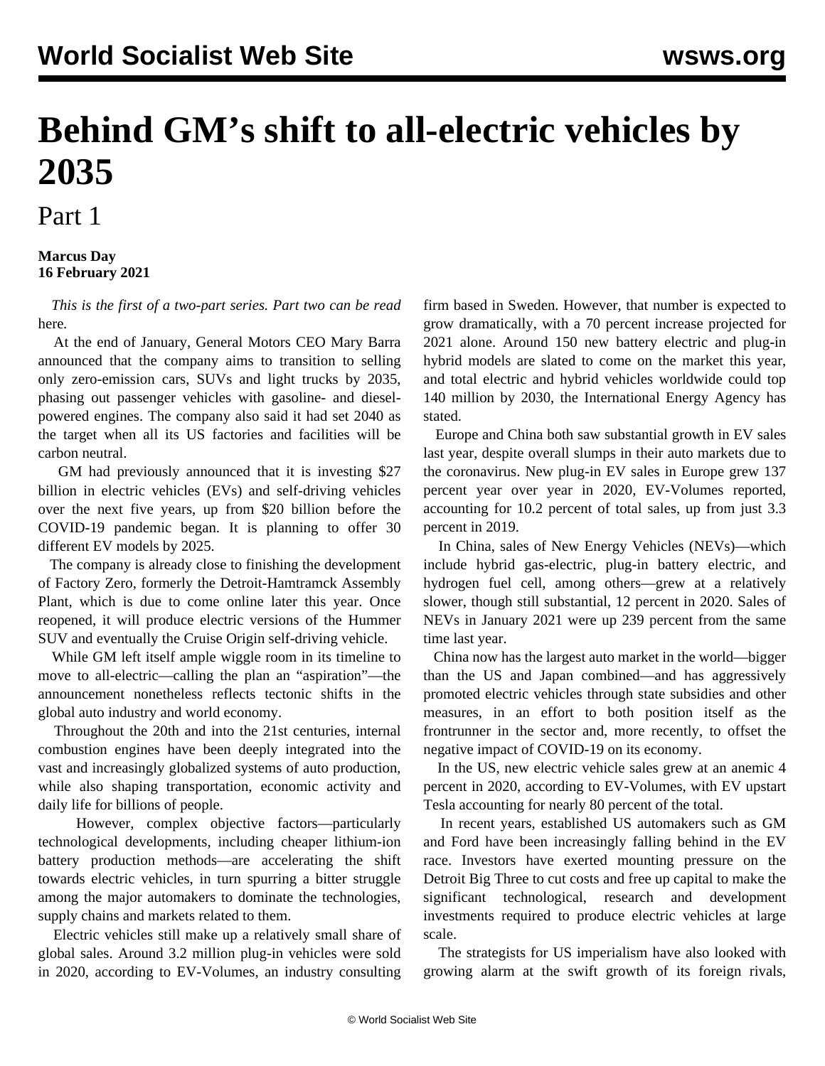# Behind GM's shift to all-electric vehicles by 2035

## Part 1

**Marcus Day**
**16 February 2021**

*This is the first of a two-part series. Part two can be read* here*.*

At the end of January, General Motors CEO Mary Barra announced that the company aims to transition to selling only zero-emission cars, SUVs and light trucks by 2035, phasing out passenger vehicles with gasoline- and diesel-powered engines. The company also said it had set 2040 as the target when all its US factories and facilities will be carbon neutral.

GM had previously announced that it is investing $27 billion in electric vehicles (EVs) and self-driving vehicles over the next five years, up from $20 billion before the COVID-19 pandemic began. It is planning to offer 30 different EV models by 2025.

The company is already close to finishing the development of Factory Zero, formerly the Detroit-Hamtramck Assembly Plant, which is due to come online later this year. Once reopened, it will produce electric versions of the Hummer SUV and eventually the Cruise Origin self-driving vehicle.

While GM left itself ample wiggle room in its timeline to move to all-electric—calling the plan an "aspiration"—the announcement nonetheless reflects tectonic shifts in the global auto industry and world economy.

Throughout the 20th and into the 21st centuries, internal combustion engines have been deeply integrated into the vast and increasingly globalized systems of auto production, while also shaping transportation, economic activity and daily life for billions of people.

However, complex objective factors—particularly technological developments, including cheaper lithium-ion battery production methods—are accelerating the shift towards electric vehicles, in turn spurring a bitter struggle among the major automakers to dominate the technologies, supply chains and markets related to them.

Electric vehicles still make up a relatively small share of global sales. Around 3.2 million plug-in vehicles were sold in 2020, according to EV-Volumes, an industry consulting firm based in Sweden. However, that number is expected to grow dramatically, with a 70 percent increase projected for 2021 alone. Around 150 new battery electric and plug-in hybrid models are slated to come on the market this year, and total electric and hybrid vehicles worldwide could top 140 million by 2030, the International Energy Agency has stated.

Europe and China both saw substantial growth in EV sales last year, despite overall slumps in their auto markets due to the coronavirus. New plug-in EV sales in Europe grew 137 percent year over year in 2020, EV-Volumes reported, accounting for 10.2 percent of total sales, up from just 3.3 percent in 2019.

In China, sales of New Energy Vehicles (NEVs)—which include hybrid gas-electric, plug-in battery electric, and hydrogen fuel cell, among others—grew at a relatively slower, though still substantial, 12 percent in 2020. Sales of NEVs in January 2021 were up 239 percent from the same time last year.

China now has the largest auto market in the world—bigger than the US and Japan combined—and has aggressively promoted electric vehicles through state subsidies and other measures, in an effort to both position itself as the frontrunner in the sector and, more recently, to offset the negative impact of COVID-19 on its economy.

In the US, new electric vehicle sales grew at an anemic 4 percent in 2020, according to EV-Volumes, with EV upstart Tesla accounting for nearly 80 percent of the total.

In recent years, established US automakers such as GM and Ford have been increasingly falling behind in the EV race. Investors have exerted mounting pressure on the Detroit Big Three to cut costs and free up capital to make the significant technological, research and development investments required to produce electric vehicles at large scale.

The strategists for US imperialism have also looked with growing alarm at the swift growth of its foreign rivals,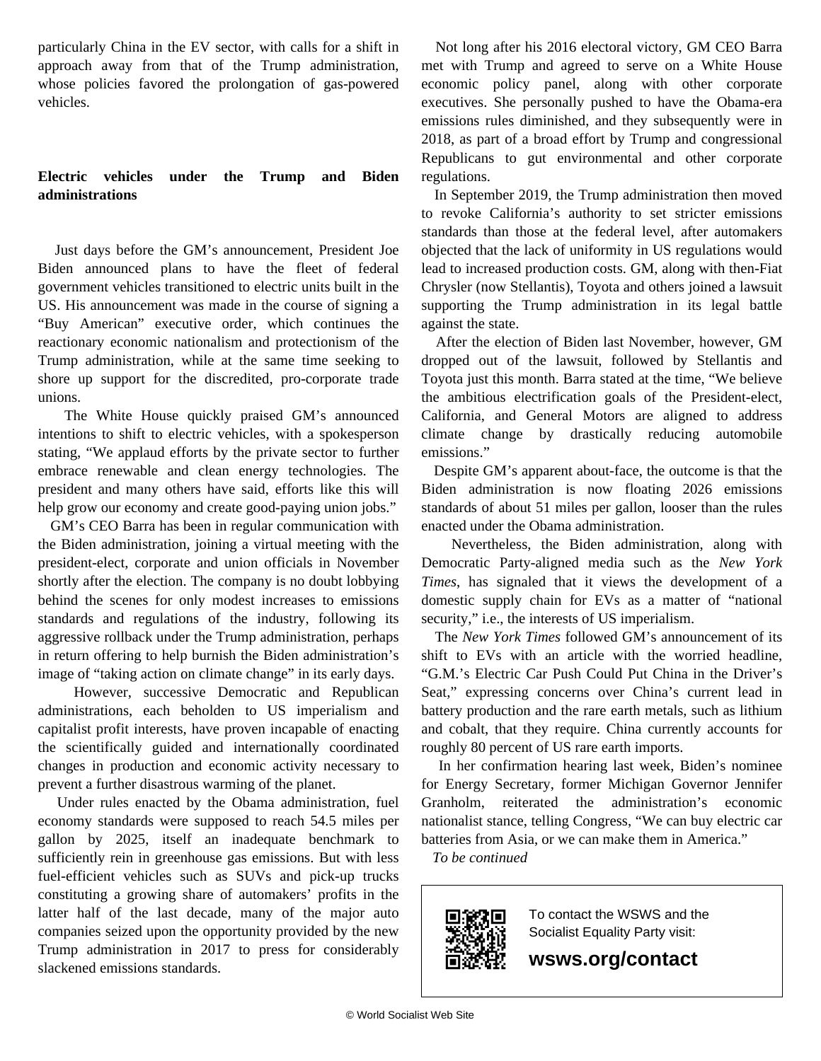particularly China in the EV sector, with calls for a shift in approach away from that of the Trump administration, whose policies favored the prolongation of gas-powered vehicles.

## Electric vehicles under the Trump and Biden administrations

Just days before the GM's announcement, President Joe Biden announced plans to have the fleet of federal government vehicles transitioned to electric units built in the US. His announcement was made in the course of signing a "Buy American" executive order, which continues the reactionary economic nationalism and protectionism of the Trump administration, while at the same time seeking to shore up support for the discredited, pro-corporate trade unions.

The White House quickly praised GM's announced intentions to shift to electric vehicles, with a spokesperson stating, "We applaud efforts by the private sector to further embrace renewable and clean energy technologies. The president and many others have said, efforts like this will help grow our economy and create good-paying union jobs."

GM's CEO Barra has been in regular communication with the Biden administration, joining a virtual meeting with the president-elect, corporate and union officials in November shortly after the election. The company is no doubt lobbying behind the scenes for only modest increases to emissions standards and regulations of the industry, following its aggressive rollback under the Trump administration, perhaps in return offering to help burnish the Biden administration's image of "taking action on climate change" in its early days.

However, successive Democratic and Republican administrations, each beholden to US imperialism and capitalist profit interests, have proven incapable of enacting the scientifically guided and internationally coordinated changes in production and economic activity necessary to prevent a further disastrous warming of the planet.

Under rules enacted by the Obama administration, fuel economy standards were supposed to reach 54.5 miles per gallon by 2025, itself an inadequate benchmark to sufficiently rein in greenhouse gas emissions. But with less fuel-efficient vehicles such as SUVs and pick-up trucks constituting a growing share of automakers' profits in the latter half of the last decade, many of the major auto companies seized upon the opportunity provided by the new Trump administration in 2017 to press for considerably slackened emissions standards.

Not long after his 2016 electoral victory, GM CEO Barra met with Trump and agreed to serve on a White House economic policy panel, along with other corporate executives. She personally pushed to have the Obama-era emissions rules diminished, and they subsequently were in 2018, as part of a broad effort by Trump and congressional Republicans to gut environmental and other corporate regulations.

In September 2019, the Trump administration then moved to revoke California's authority to set stricter emissions standards than those at the federal level, after automakers objected that the lack of uniformity in US regulations would lead to increased production costs. GM, along with then-Fiat Chrysler (now Stellantis), Toyota and others joined a lawsuit supporting the Trump administration in its legal battle against the state.

After the election of Biden last November, however, GM dropped out of the lawsuit, followed by Stellantis and Toyota just this month. Barra stated at the time, "We believe the ambitious electrification goals of the President-elect, California, and General Motors are aligned to address climate change by drastically reducing automobile emissions."

Despite GM's apparent about-face, the outcome is that the Biden administration is now floating 2026 emissions standards of about 51 miles per gallon, looser than the rules enacted under the Obama administration.

Nevertheless, the Biden administration, along with Democratic Party-aligned media such as the *New York Times*, has signaled that it views the development of a domestic supply chain for EVs as a matter of "national security," i.e., the interests of US imperialism.

The *New York Times* followed GM's announcement of its shift to EVs with an article with the worried headline, "G.M.'s Electric Car Push Could Put China in the Driver's Seat," expressing concerns over China's current lead in battery production and the rare earth metals, such as lithium and cobalt, that they require. China currently accounts for roughly 80 percent of US rare earth imports.

In her confirmation hearing last week, Biden's nominee for Energy Secretary, former Michigan Governor Jennifer Granholm, reiterated the administration's economic nationalist stance, telling Congress, "We can buy electric car batteries from Asia, or we can make them in America."

*To be continued*

To contact the WSWS and the Socialist Equality Party visit:

**wsws.org/contact**